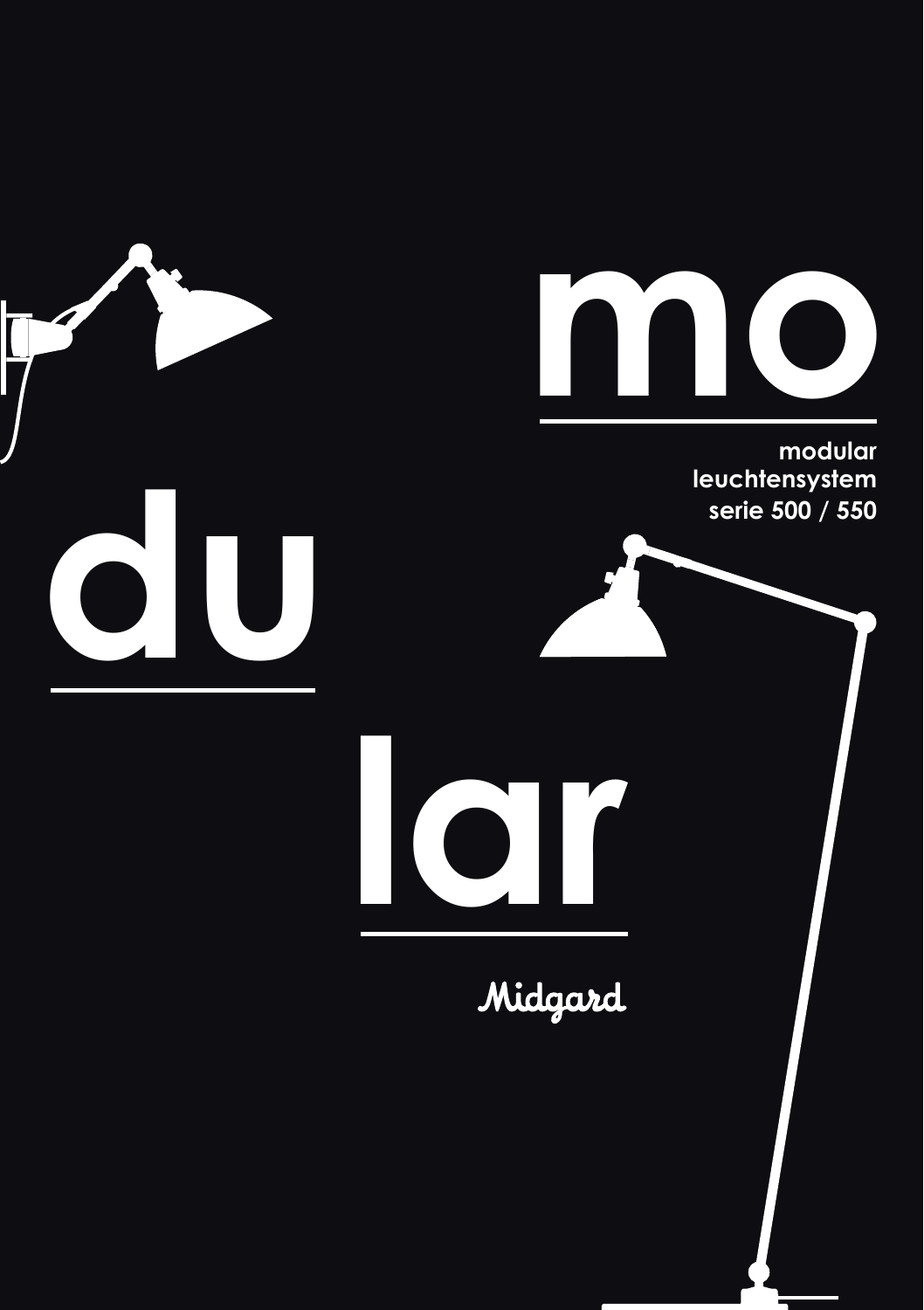# mo du lar

**modular leuchtensystem serie 500 / 550**

Midgard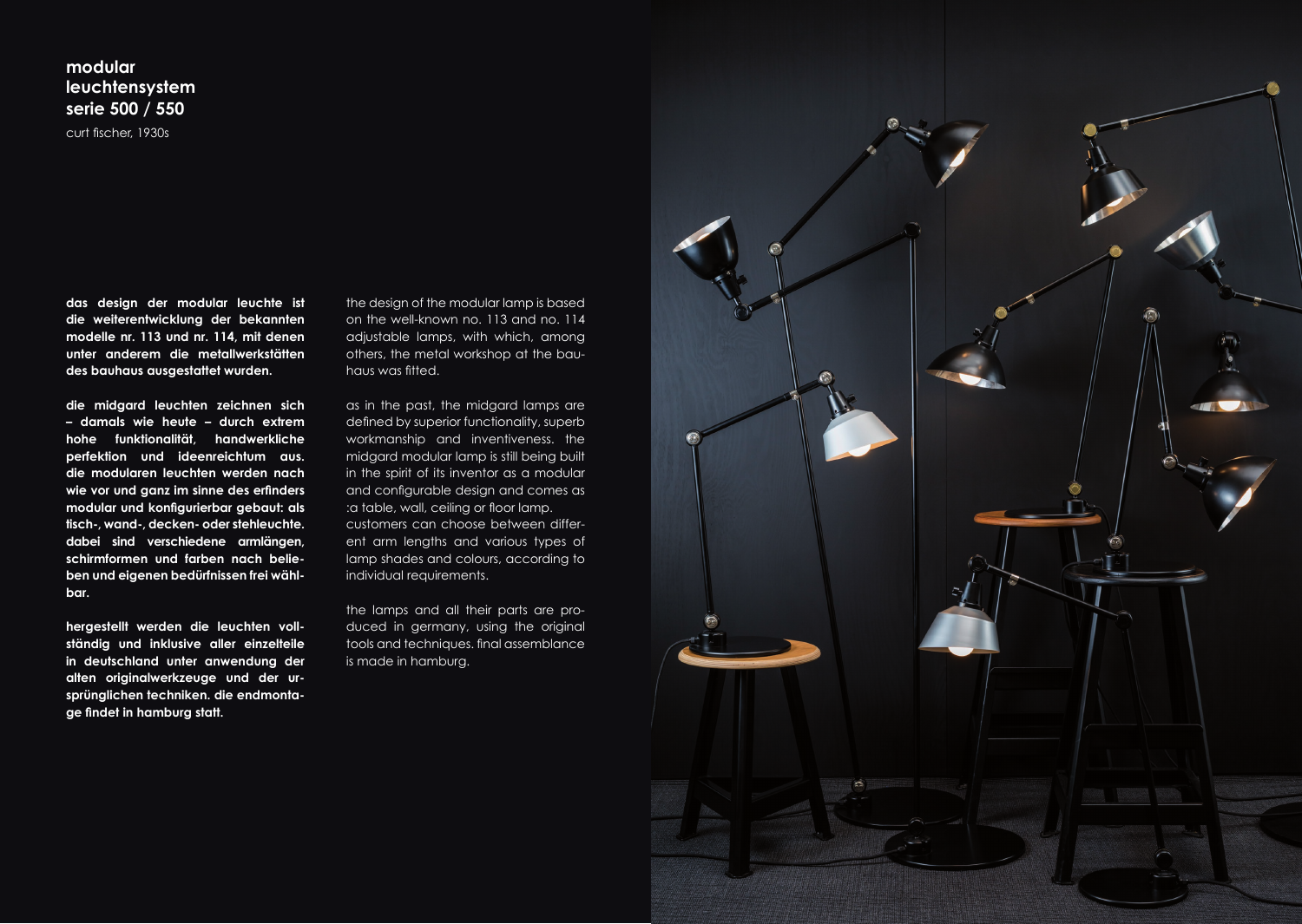## modular leuchtensystem serie 500 / 550

curt fischer, 1930s

**das design der modular leuchte ist die weiterentwicklung der bekannten modelle nr. 113 und nr. 114, mit denen unter anderem die metallwerkstätten des bauhaus ausgestattet wurden.**

**die midgard leuchten zeichnen sich – damals wie heute – durch extrem hohe funktionalität, handwerkliche perfektion und ideenreichtum aus. die modularen leuchten werden nach wie vor und ganz im sinne des erfinders modular und konfigurierbar gebaut: als tisch-, wand-, decken- oder stehleuchte. dabei sind verschiedene armlängen, schirmformen und farben nach belieben und eigenen bedürfnissen frei wählbar.**

**hergestellt werden die leuchten vollständig und inklusive aller einzelteile in deutschland unter anwendung der alten originalwerkzeuge und der ursprünglichen techniken. die endmontage findet in hamburg statt.**

the design of the modular lamp is based on the well-known no. 113 and no. 114 adjustable lamps, with which, among others, the metal workshop at the bauhaus was fitted.

as in the past, the midgard lamps are defined by superior functionality, superb workmanship and inventiveness. the midgard modular lamp is still being built in the spirit of its inventor as a modular and configurable design and comes as :a table, wall, ceiling or floor lamp. customers can choose between different arm lengths and various types of lamp shades and colours, according to individual requirements.

the lamps and all their parts are produced in germany, using the original tools and techniques. final assemblance is made in hamburg.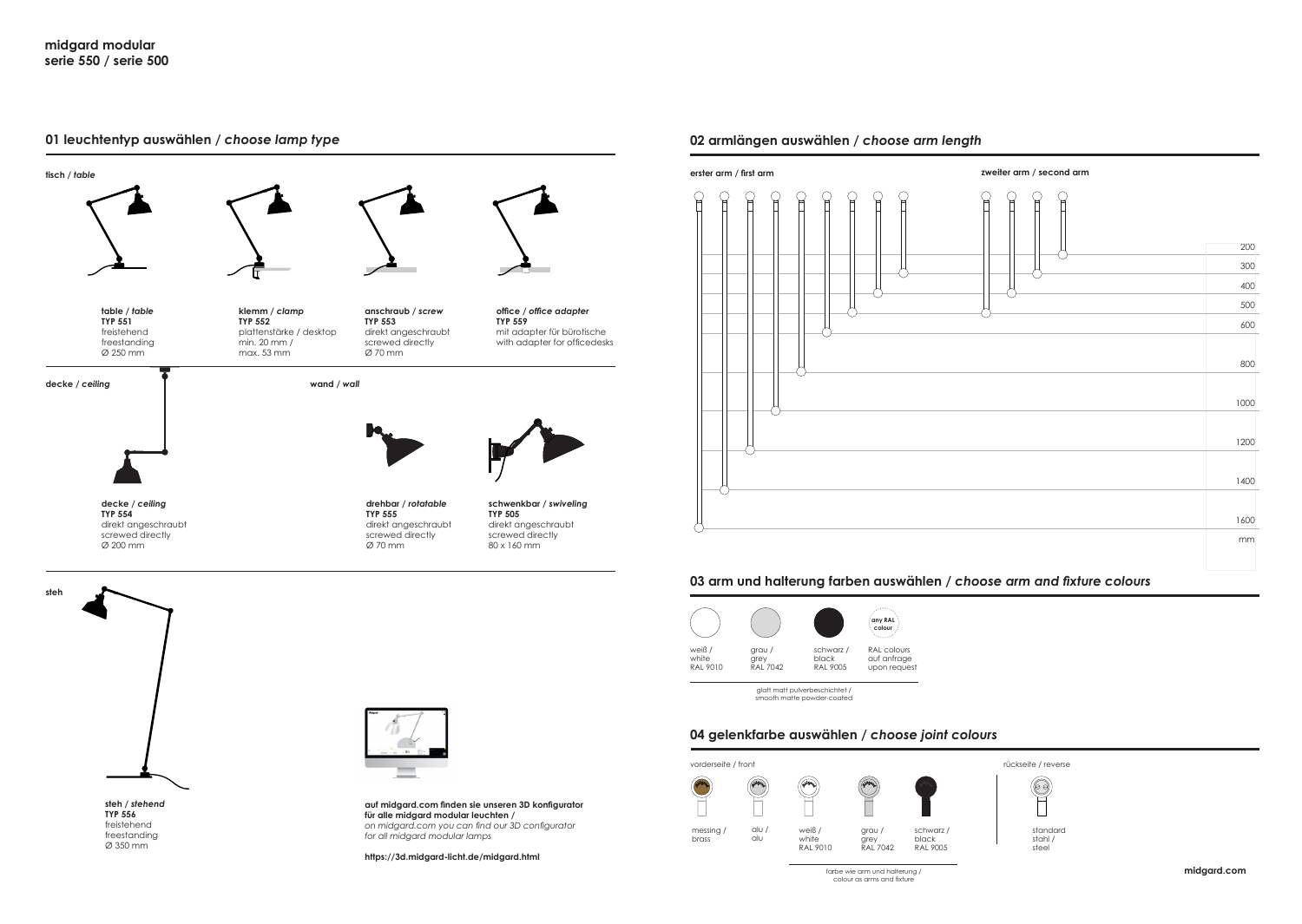**midgard modular**
**serie 550 / serie 500**

## 01 leuchtentyp auswählen / *choose lamp type*

**tisch / *table***

**table / *table***
**TYP 551**
freistehend
freestanding
Ø 250 mm

**klemm / *clamp***
**TYP 552**
plattenstärke / desktop
min. 20 mm /
max. 53 mm

**anschraub / *screw***
**TYP 553**
direkt angeschraubt
screwed directly
Ø 70 mm

**office / *office adapter***
**TYP 559**
mit adapter für bürotische
with adapter for officedesks

**decke / *ceiling***

**decke / *ceiling***
**TYP 554**
direkt angeschraubt
screwed directly
Ø 200 mm

**wand / *wall***

**drehbar / *rotatable***
**TYP 555**
direkt angeschraubt
screwed directly
Ø 70 mm

**schwenkbar / *swiveling***
**TYP 505**
direkt angeschraubt
screwed directly
80 x 160 mm

**steh**

**steh / *stehend***
**TYP 556**
freistehend
freestanding
Ø 350 mm

**auf midgard.com finden sie unseren 3D konfigurator für alle midgard modular leuchten /**
*on midgard.com you can find our 3D configurator for all midgard modular lamps*

**https://3d.midgard-licht.de/midgard.html**

## 02 armlängen auswählen / *choose arm length*

**erster arm / first arm**

**zweiter arm / second arm**

200
300
400
500
600
800
1000
1200
1400
1600
mm

## 03 arm und halterung farben auswählen / *choose arm and fixture colours*

| weiß / white RAL 9010 | grau / grey RAL 7042 | schwarz / black RAL 9005 | any RAL colour: RAL colours auf anfrage upon request |
|---|---|---|---|

glatt matt pulverbeschichtet /
smooth matte powder-coated

## 04 gelenkfarbe auswählen / *choose joint colours*

vorderseite / front

| messing / brass | alu / alu | weiß / white RAL 9010 | grau / grey RAL 7042 | schwarz / black RAL 9005 |
|---|---|---|---|---|

farbe wie arm und halterung /
colour as arms and fixture

rückseite / reverse

standard
stahl /
steel

**midgard.com**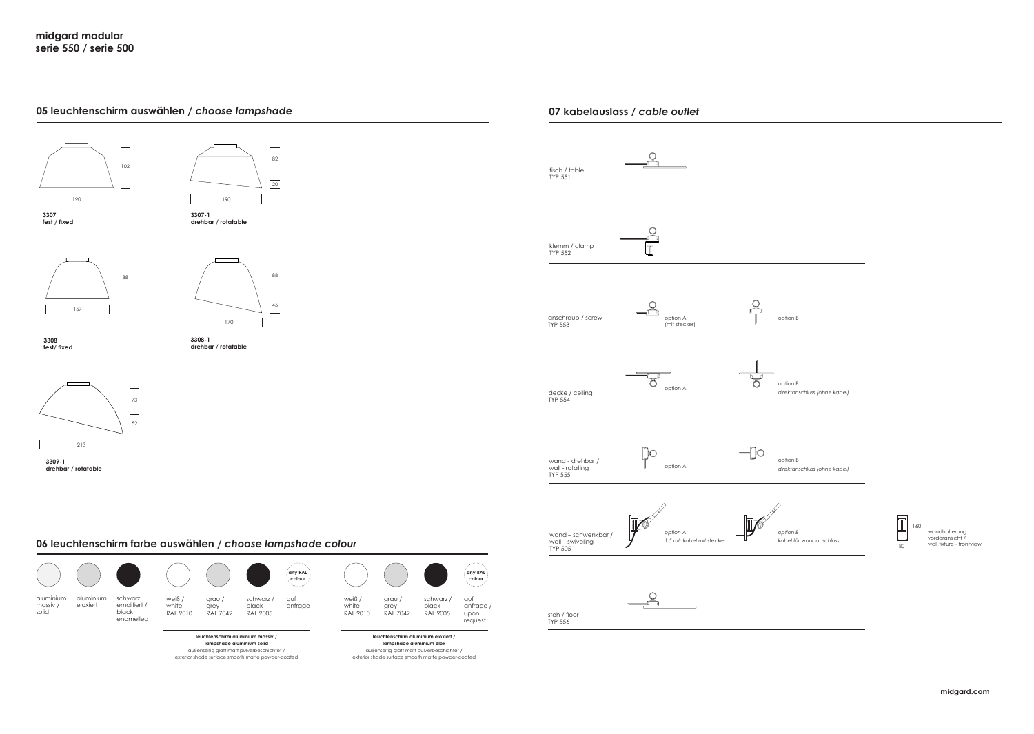**midgard modular**
**serie 550 / serie 500**

## 05 leuchtenschirm auswählen / *choose lampshade*

190 — 102

**3307**
**fest / fixed**

190 — 82 — 20

**3307-1**
**drehbar / rotatable**

157 — 88

**3308**
**fest/ fixed**

170 — 88 — 45

**3308-1**
**drehbar / rotatable**

213 — 73 — 52

**3309-1**
**drehbar / rotatable**

## 06 leuchtenschirm farbe auswählen / *choose lampshade colour*

| aluminium massiv / solid | aluminium eloxiert | schwarz emailliert / black enamelled |
|---|---|---|

| weiß / white RAL 9010 | grau / grey RAL 7042 | schwarz / black RAL 9005 | auf anfrage (any RAL colour) |
|---|---|---|---|

**leuchtenschirm aluminium massiv / lampshade aluminium solid**
außenseitig glatt matt pulverbeschichtet / exterior shade surface smooth matte powder-coated

| weiß / white RAL 9010 | grau / grey RAL 7042 | schwarz / black RAL 9005 | auf anfrage / upon request (any RAL colour) |
|---|---|---|---|

**leuchtenschirm aluminium eloxiert / lampshade aluminium elox**
außenseitig glatt matt pulverbeschichtet / exterior shade surface smooth matte powder-coated

## 07 kabelauslass / *cable outlet*

| | | |
|---|---|---|
| tisch / table TYP 551 | | |
| klemm / clamp TYP 552 | | |
| anschraub / screw TYP 553 | option A (mit stecker) | option B |
| decke / ceiling TYP 554 | option A | option B *direktanschluss (ohne kabel)* |
| wand - drehbar / wall - rotating TYP 555 | option A | option B *direktanschluss (ohne kabel)* |
| wand – schwenkbar / wall – swiveling TYP 505 | *option A 1.5 mtr kabel mit stecker* | *option B kabel für wandanschluss* |
| steh / floor TYP 556 | | |

160 × 80 — wandhalterung vorderansicht / wall fixture - frontview

midgard.com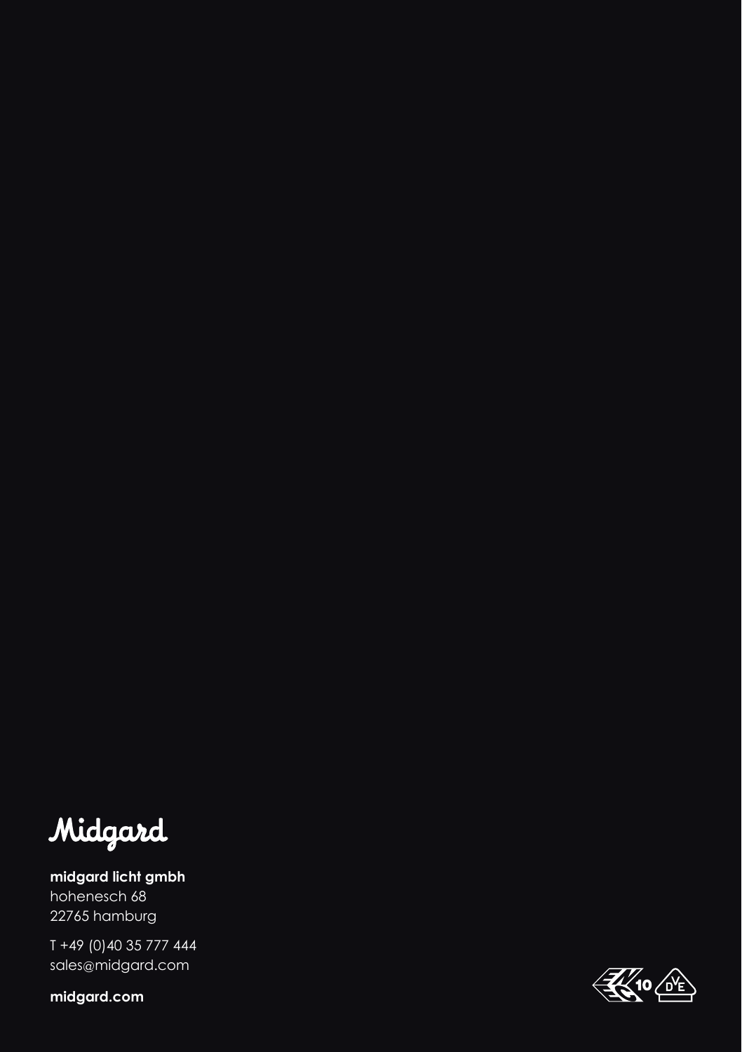Midgard

**midgard licht gmbh**
hohenesch 68
22765 hamburg

T +49 (0)40 35 777 444
sales@midgard.com

**midgard.com**